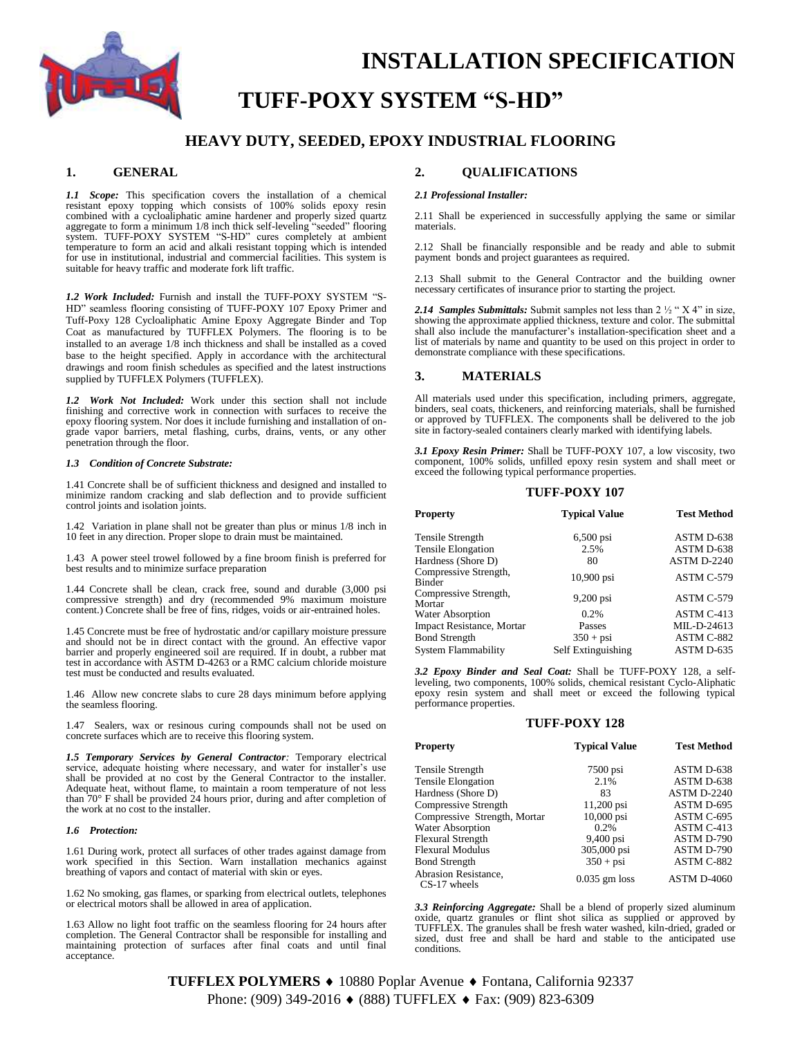# INSTALLATION SPECIFICATION

# TUFF-POXY SYSTEM "S-HD"

## HEAVY DUTY, SEEDED, EPOXY INDUSTRIAL FLOORING

## 1. GENERAL

***1.1 Scope:*** This specification covers the installation of a chemical resistant epoxy topping which consists of 100% solids epoxy resin combined with a cycloaliphatic amine hardener and properly sized quartz aggregate to form a minimum 1/8 inch thick self-leveling "seeded" flooring system. TUFF-POXY SYSTEM "S-HD" cures completely at ambient temperature to form an acid and alkali resistant topping which is intended for use in institutional, industrial and commercial facilities. This system is suitable for heavy traffic and moderate fork lift traffic.

***1.2 Work Included:*** Furnish and install the TUFF-POXY SYSTEM "S-HD" seamless flooring consisting of TUFF-POXY 107 Epoxy Primer and Tuff-Poxy 128 Cycloaliphatic Amine Epoxy Aggregate Binder and Top Coat as manufactured by TUFFLEX Polymers. The flooring is to be installed to an average 1/8 inch thickness and shall be installed as a coved base to the height specified. Apply in accordance with the architectural drawings and room finish schedules as specified and the latest instructions supplied by TUFFLEX Polymers (TUFFLEX).

***1.2 Work Not Included:*** Work under this section shall not include finishing and corrective work in connection with surfaces to receive the epoxy flooring system. Nor does it include furnishing and installation of on-grade vapor barriers, metal flashing, curbs, drains, vents, or any other penetration through the floor.

***1.3 Condition of Concrete Substrate:***

1.41 Concrete shall be of sufficient thickness and designed and installed to minimize random cracking and slab deflection and to provide sufficient control joints and isolation joints.

1.42 Variation in plane shall not be greater than plus or minus 1/8 inch in 10 feet in any direction. Proper slope to drain must be maintained.

1.43 A power steel trowel followed by a fine broom finish is preferred for best results and to minimize surface preparation

1.44 Concrete shall be clean, crack free, sound and durable (3,000 psi compressive strength) and dry (recommended 9% maximum moisture content.) Concrete shall be free of fins, ridges, voids or air-entrained holes.

1.45 Concrete must be free of hydrostatic and/or capillary moisture pressure and should not be in direct contact with the ground. An effective vapor barrier and properly engineered soil are required. If in doubt, a rubber mat test in accordance with ASTM D-4263 or a RMC calcium chloride moisture test must be conducted and results evaluated.

1.46 Allow new concrete slabs to cure 28 days minimum before applying the seamless flooring.

1.47 Sealers, wax or resinous curing compounds shall not be used on concrete surfaces which are to receive this flooring system.

***1.5 Temporary Services by General Contractor:*** Temporary electrical service, adequate hoisting where necessary, and water for installer's use shall be provided at no cost by the General Contractor to the installer. Adequate heat, without flame, to maintain a room temperature of not less than 70° F shall be provided 24 hours prior, during and after completion of the work at no cost to the installer.

***1.6 Protection:***

1.61 During work, protect all surfaces of other trades against damage from work specified in this Section. Warn installation mechanics against breathing of vapors and contact of material with skin or eyes.

1.62 No smoking, gas flames, or sparking from electrical outlets, telephones or electrical motors shall be allowed in area of application.

1.63 Allow no light foot traffic on the seamless flooring for 24 hours after completion. The General Contractor shall be responsible for installing and maintaining protection of surfaces after final coats and until final acceptance.

## 2. QUALIFICATIONS

***2.1 Professional Installer:***

2.11 Shall be experienced in successfully applying the same or similar materials.

2.12 Shall be financially responsible and be ready and able to submit payment bonds and project guarantees as required.

2.13 Shall submit to the General Contractor and the building owner necessary certificates of insurance prior to starting the project.

***2.14 Samples Submittals:*** Submit samples not less than 2 ½ " X 4" in size, showing the approximate applied thickness, texture and color. The submittal shall also include the manufacturer's installation-specification sheet and a list of materials by name and quantity to be used on this project in order to demonstrate compliance with these specifications.

## 3. MATERIALS

All materials used under this specification, including primers, aggregate, binders, seal coats, thickeners, and reinforcing materials, shall be furnished or approved by TUFFLEX. The components shall be delivered to the job site in factory-sealed containers clearly marked with identifying labels.

***3.1 Epoxy Resin Primer:*** Shall be TUFF-POXY 107, a low viscosity, two component, 100% solids, unfilled epoxy resin system and shall meet or exceed the following typical performance properties.

### TUFF-POXY 107

| Property | Typical Value | Test Method |
|---|---|---|
| Tensile Strength | 6,500 psi | ASTM D-638 |
| Tensile Elongation | 2.5% | ASTM D-638 |
| Hardness (Shore D) | 80 | ASTM D-2240 |
| Compressive Strength, Binder | 10,900 psi | ASTM C-579 |
| Compressive Strength, Mortar | 9,200 psi | ASTM C-579 |
| Water Absorption | 0.2% | ASTM C-413 |
| Impact Resistance, Mortar | Passes | MIL-D-24613 |
| Bond Strength | 350 + psi | ASTM C-882 |
| System Flammability | Self Extinguishing | ASTM D-635 |

***3.2 Epoxy Binder and Seal Coat:*** Shall be TUFF-POXY 128, a self-leveling, two components, 100% solids, chemical resistant Cyclo-Aliphatic epoxy resin system and shall meet or exceed the following typical performance properties.

### TUFF-POXY 128

| Property | Typical Value | Test Method |
|---|---|---|
| Tensile Strength | 7500 psi | ASTM D-638 |
| Tensile Elongation | 2.1% | ASTM D-638 |
| Hardness (Shore D) | 83 | ASTM D-2240 |
| Compressive Strength | 11,200 psi | ASTM D-695 |
| Compressive Strength, Mortar | 10,000 psi | ASTM C-695 |
| Water Absorption | 0.2% | ASTM C-413 |
| Flexural Strength | 9,400 psi | ASTM D-790 |
| Flexural Modulus | 305,000 psi | ASTM D-790 |
| Bond Strength | 350 + psi | ASTM C-882 |
| Abrasion Resistance, CS-17 wheels | 0.035 gm loss | ASTM D-4060 |

***3.3 Reinforcing Aggregate:*** Shall be a blend of properly sized aluminum oxide, quartz granules or flint shot silica as supplied or approved by TUFFLEX. The granules shall be fresh water washed, kiln-dried, graded or sized, dust free and shall be hard and stable to the anticipated use conditions.

**TUFFLEX POLYMERS** ♦ 10880 Poplar Avenue ♦ Fontana, California 92337
Phone: (909) 349-2016 ♦ (888) TUFFLEX ♦ Fax: (909) 823-6309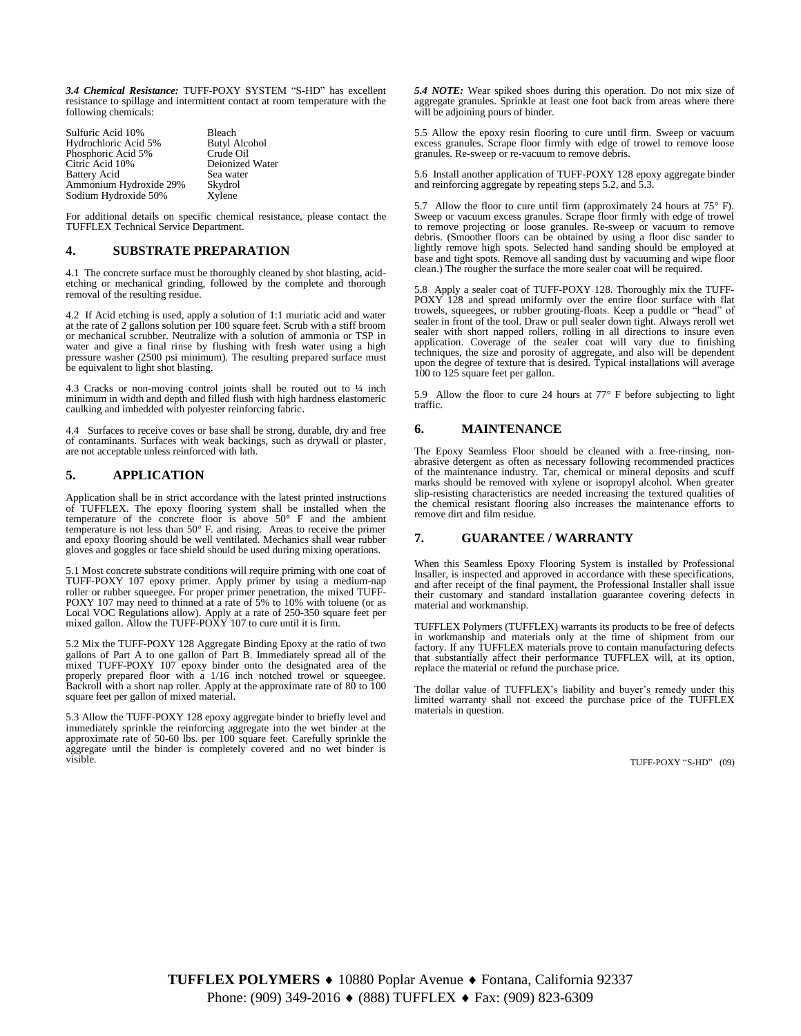***3.4 Chemical Resistance:*** TUFF-POXY SYSTEM "S-HD" has excellent resistance to spillage and intermittent contact at room temperature with the following chemicals:

| | |
|---|---|
| Sulfuric Acid 10% | Bleach |
| Hydrochloric Acid 5% | Butyl Alcohol |
| Phosphoric Acid 5% | Crude Oil |
| Citric Acid 10% | Deionized Water |
| Battery Acid | Sea water |
| Ammonium Hydroxide 29% | Skydrol |
| Sodium Hydroxide 50% | Xylene |

For additional details on specific chemical resistance, please contact the TUFFLEX Technical Service Department.

## 4. SUBSTRATE PREPARATION

4.1 The concrete surface must be thoroughly cleaned by shot blasting, acid-etching or mechanical grinding, followed by the complete and thorough removal of the resulting residue.

4.2 If Acid etching is used, apply a solution of 1:1 muriatic acid and water at the rate of 2 gallons solution per 100 square feet. Scrub with a stiff broom or mechanical scrubber. Neutralize with a solution of ammonia or TSP in water and give a final rinse by flushing with fresh water using a high pressure washer (2500 psi minimum). The resulting prepared surface must be equivalent to light shot blasting.

4.3 Cracks or non-moving control joints shall be routed out to ¼ inch minimum in width and depth and filled flush with high hardness elastomeric caulking and imbedded with polyester reinforcing fabric.

4.4 Surfaces to receive coves or base shall be strong, durable, dry and free of contaminants. Surfaces with weak backings, such as drywall or plaster, are not acceptable unless reinforced with lath.

## 5. APPLICATION

Application shall be in strict accordance with the latest printed instructions of TUFFLEX. The epoxy flooring system shall be installed when the temperature of the concrete floor is above 50° F and the ambient temperature is not less than 50° F. and rising. Areas to receive the primer and epoxy flooring should be well ventilated. Mechanics shall wear rubber gloves and goggles or face shield should be used during mixing operations.

5.1 Most concrete substrate conditions will require priming with one coat of TUFF-POXY 107 epoxy primer. Apply primer by using a medium-nap roller or rubber squeegee. For proper primer penetration, the mixed TUFF-POXY 107 may need to thinned at a rate of 5% to 10% with toluene (or as Local VOC Regulations allow). Apply at a rate of 250-350 square feet per mixed gallon. Allow the TUFF-POXY 107 to cure until it is firm.

5.2 Mix the TUFF-POXY 128 Aggregate Binding Epoxy at the ratio of two gallons of Part A to one gallon of Part B. Immediately spread all of the mixed TUFF-POXY 107 epoxy binder onto the designated area of the properly prepared floor with a 1/16 inch notched trowel or squeegee. Backroll with a short nap roller. Apply at the approximate rate of 80 to 100 square feet per gallon of mixed material.

5.3 Allow the TUFF-POXY 128 epoxy aggregate binder to briefly level and immediately sprinkle the reinforcing aggregate into the wet binder at the approximate rate of 50-60 lbs. per 100 square feet. Carefully sprinkle the aggregate until the binder is completely covered and no wet binder is visible.

***5.4 NOTE:*** Wear spiked shoes during this operation. Do not mix size of aggregate granules. Sprinkle at least one foot back from areas where there will be adjoining pours of binder.

5.5 Allow the epoxy resin flooring to cure until firm. Sweep or vacuum excess granules. Scrape floor firmly with edge of trowel to remove loose granules. Re-sweep or re-vacuum to remove debris.

5.6 Install another application of TUFF-POXY 128 epoxy aggregate binder and reinforcing aggregate by repeating steps 5.2, and 5.3.

5.7 Allow the floor to cure until firm (approximately 24 hours at 75° F). Sweep or vacuum excess granules. Scrape floor firmly with edge of trowel to remove projecting or loose granules. Re-sweep or vacuum to remove debris. (Smoother floors can be obtained by using a floor disc sander to lightly remove high spots. Selected hand sanding should be employed at base and tight spots. Remove all sanding dust by vacuuming and wipe floor clean.) The rougher the surface the more sealer coat will be required.

5.8 Apply a sealer coat of TUFF-POXY 128. Thoroughly mix the TUFF-POXY 128 and spread uniformly over the entire floor surface with flat trowels, squeegees, or rubber grouting-floats. Keep a puddle or "head" of sealer in front of the tool. Draw or pull sealer down tight. Always reroll wet sealer with short napped rollers, rolling in all directions to insure even application. Coverage of the sealer coat will vary due to finishing techniques, the size and porosity of aggregate, and also will be dependent upon the degree of texture that is desired. Typical installations will average 100 to 125 square feet per gallon.

5.9 Allow the floor to cure 24 hours at 77° F before subjecting to light traffic.

## 6. MAINTENANCE

The Epoxy Seamless Floor should be cleaned with a free-rinsing, non-abrasive detergent as often as necessary following recommended practices of the maintenance industry. Tar, chemical or mineral deposits and scuff marks should be removed with xylene or isopropyl alcohol. When greater slip-resisting characteristics are needed increasing the textured qualities of the chemical resistant flooring also increases the maintenance efforts to remove dirt and film residue.

## 7. GUARANTEE / WARRANTY

When this Seamless Epoxy Flooring System is installed by Professional Insaller, is inspected and approved in accordance with these specifications, and after receipt of the final payment, the Professional Installer shall issue their customary and standard installation guarantee covering defects in material and workmanship.

TUFFLEX Polymers (TUFFLEX) warrants its products to be free of defects in workmanship and materials only at the time of shipment from our factory. If any TUFFLEX materials prove to contain manufacturing defects that substantially affect their performance TUFFLEX will, at its option, replace the material or refund the purchase price.

The dollar value of TUFFLEX's liability and buyer's remedy under this limited warranty shall not exceed the purchase price of the TUFFLEX materials in question.

TUFF-POXY "S-HD" (09)

**TUFFLEX POLYMERS** ♦ 10880 Poplar Avenue ♦ Fontana, California 92337
Phone: (909) 349-2016 ♦ (888) TUFFLEX ♦ Fax: (909) 823-6309